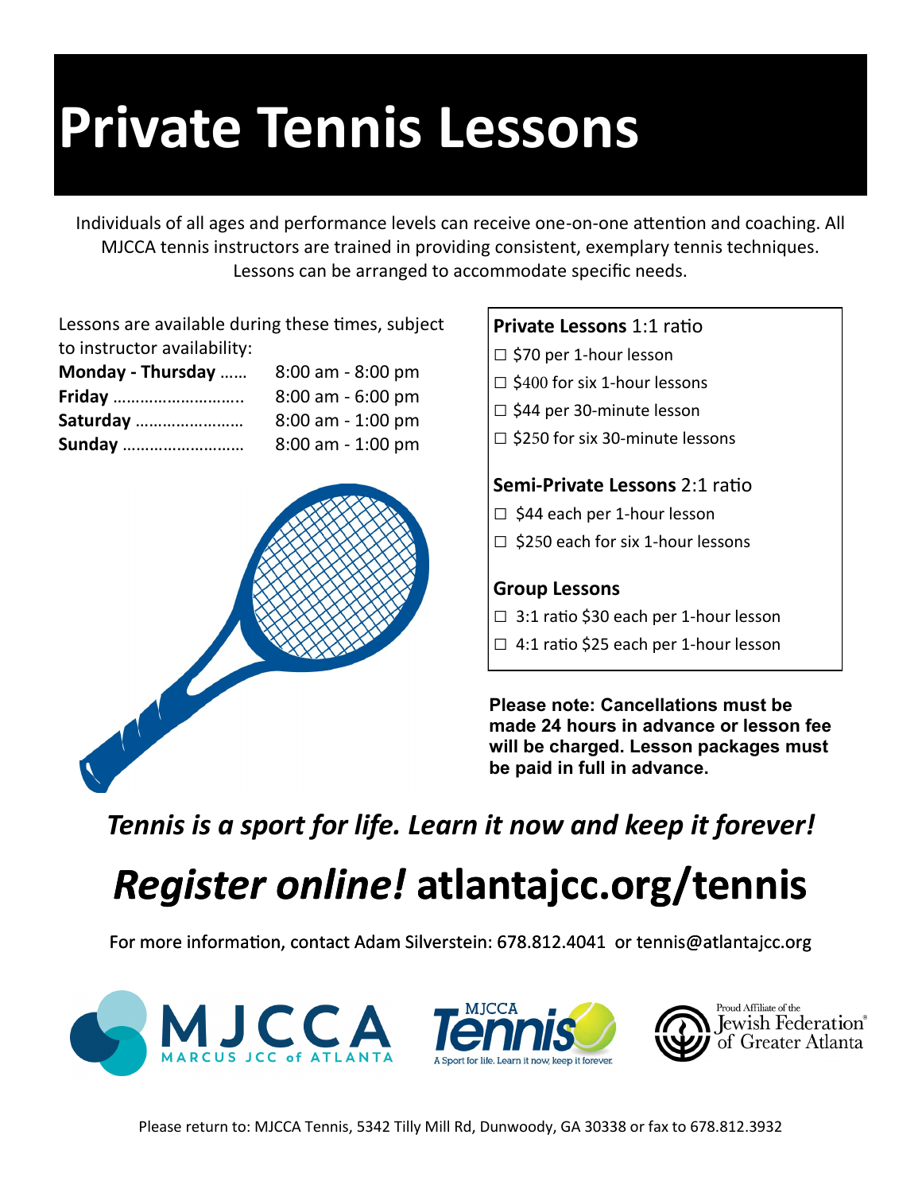# Private Tennis Lessons

Individuals of all ages and performance levels can receive one-on-one attention and coaching. All MJCCA tennis instructors are trained in providing consistent, exemplary tennis techniques. Lessons can be arranged to accommodate specific needs.

Lessons are available during these times, subject to instructor availability:

| | |
|---|---|
| **Monday - Thursday** …… | 8:00 am - 8:00 pm |
| **Friday** ……………………….. | 8:00 am - 6:00 pm |
| **Saturday** …………………… | 8:00 am - 1:00 pm |
| **Sunday** ……………………… | 8:00 am - 1:00 pm |

**Private Lessons** 1:1 ratio

- ☐ $70 per 1-hour lesson
- ☐ $400 for six 1-hour lessons
- ☐ $44 per 30-minute lesson
- ☐ $250 for six 30-minute lessons

**Semi-Private Lessons** 2:1 ratio

- ☐ $44 each per 1-hour lesson
- ☐ $250 each for six 1-hour lessons

**Group Lessons**

- ☐ 3:1 ratio $30 each per 1-hour lesson
- ☐ 4:1 ratio $25 each per 1-hour lesson

**Please note: Cancellations must be made 24 hours in advance or lesson fee will be charged. Lesson packages must be paid in full in advance.**

***Tennis is a sport for life. Learn it now and keep it forever!***

## *Register online!* atlantajcc.org/tennis

For more information, contact Adam Silverstein: 678.812.4041 or tennis@atlantajcc.org

MJCCA MARCUS JCC of ATLANTA

MJCCA Tennis — A Sport for life. Learn it now, keep it forever.

Proud Affiliate of the Jewish Federation® of Greater Atlanta

Please return to: MJCCA Tennis, 5342 Tilly Mill Rd, Dunwoody, GA 30338 or fax to 678.812.3932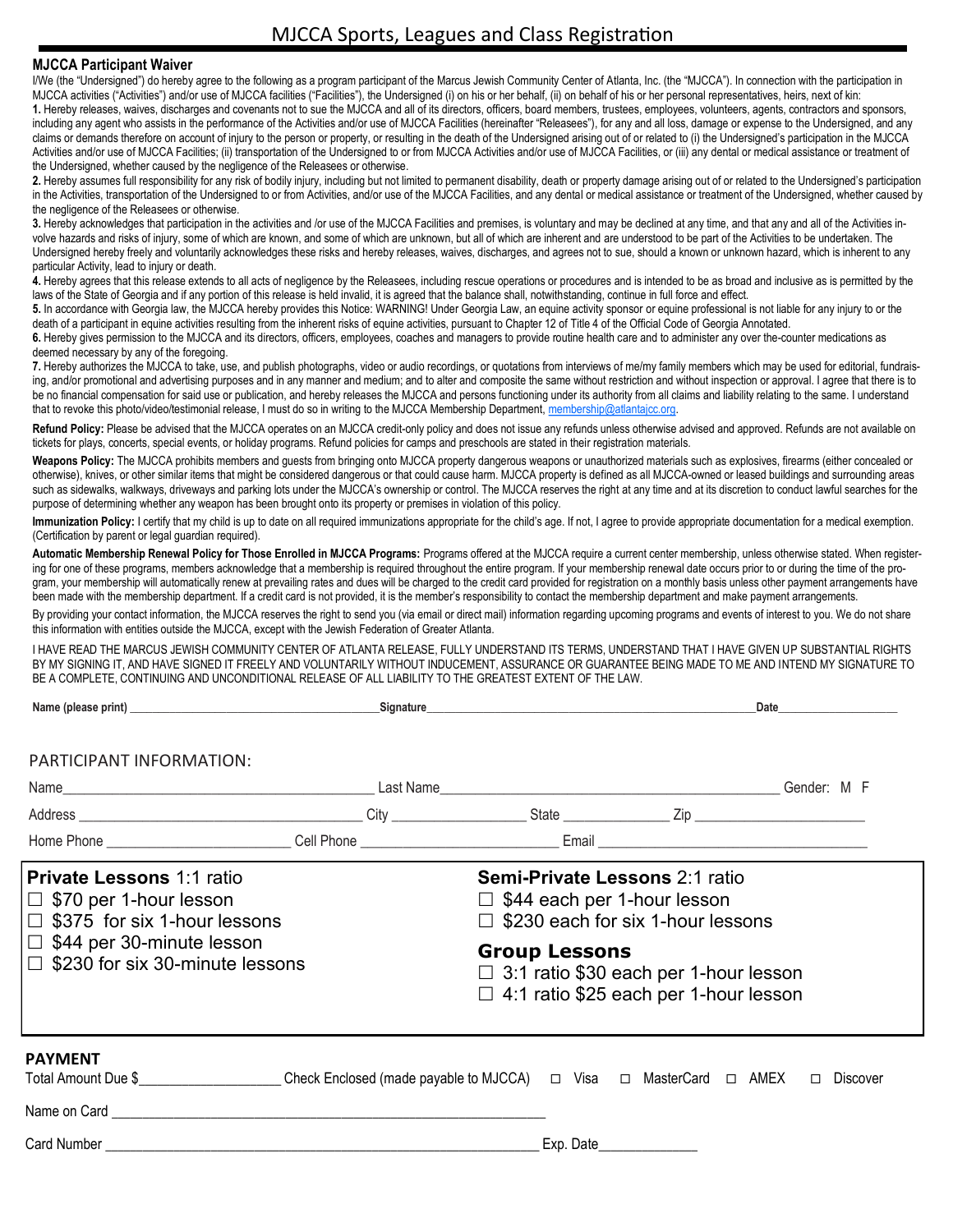# MJCCA Sports, Leagues and Class Registration

## MJCCA Participant Waiver

I/We (the "Undersigned") do hereby agree to the following as a program participant of the Marcus Jewish Community Center of Atlanta, Inc. (the "MJCCA"). In connection with the participation in MJCCA activities ("Activities") and/or use of MJCCA facilities ("Facilities"), the Undersigned (i) on his or her behalf, (ii) on behalf of his or her personal representatives, heirs, next of kin:

**1.** Hereby releases, waives, discharges and covenants not to sue the MJCCA and all of its directors, officers, board members, trustees, employees, volunteers, agents, contractors and sponsors, including any agent who assists in the performance of the Activities and/or use of MJCCA Facilities (hereinafter "Releasees"), for any and all loss, damage or expense to the Undersigned, and any claims or demands therefore on account of injury to the person or property, or resulting in the death of the Undersigned arising out of or related to (i) the Undersigned's participation in the MJCCA Activities and/or use of MJCCA Facilities; (ii) transportation of the Undersigned to or from MJCCA Activities and/or use of MJCCA Facilities, or (iii) any dental or medical assistance or treatment of the Undersigned, whether caused by the negligence of the Releasees or otherwise.

**2.** Hereby assumes full responsibility for any risk of bodily injury, including but not limited to permanent disability, death or property damage arising out of or related to the Undersigned's participation in the Activities, transportation of the Undersigned to or from Activities, and/or use of the MJCCA Facilities, and any dental or medical assistance or treatment of the Undersigned, whether caused by the negligence of the Releasees or otherwise.

**3.** Hereby acknowledges that participation in the activities and /or use of the MJCCA Facilities and premises, is voluntary and may be declined at any time, and that any and all of the Activities involve hazards and risks of injury, some of which are known, and some of which are unknown, but all of which are inherent and are understood to be part of the Activities to be undertaken. The Undersigned hereby freely and voluntarily acknowledges these risks and hereby releases, waives, discharges, and agrees not to sue, should a known or unknown hazard, which is inherent to any particular Activity, lead to injury or death.

**4.** Hereby agrees that this release extends to all acts of negligence by the Releasees, including rescue operations or procedures and is intended to be as broad and inclusive as is permitted by the laws of the State of Georgia and if any portion of this release is held invalid, it is agreed that the balance shall, notwithstanding, continue in full force and effect.

**5.** In accordance with Georgia law, the MJCCA hereby provides this Notice: WARNING! Under Georgia Law, an equine activity sponsor or equine professional is not liable for any injury to or the death of a participant in equine activities resulting from the inherent risks of equine activities, pursuant to Chapter 12 of Title 4 of the Official Code of Georgia Annotated.

**6.** Hereby gives permission to the MJCCA and its directors, officers, employees, coaches and managers to provide routine health care and to administer any over the-counter medications as deemed necessary by any of the foregoing.

**7.** Hereby authorizes the MJCCA to take, use, and publish photographs, video or audio recordings, or quotations from interviews of me/my family members which may be used for editorial, fundraising, and/or promotional and advertising purposes and in any manner and medium; and to alter and composite the same without restriction and without inspection or approval. I agree that there is to be no financial compensation for said use or publication, and hereby releases the MJCCA and persons functioning under its authority from all claims and liability relating to the same. I understand that to revoke this photo/video/testimonial release, I must do so in writing to the MJCCA Membership Department, membership@atlantajcc.org.

**Refund Policy:** Please be advised that the MJCCA operates on an MJCCA credit-only policy and does not issue any refunds unless otherwise advised and approved. Refunds are not available on tickets for plays, concerts, special events, or holiday programs. Refund policies for camps and preschools are stated in their registration materials.

**Weapons Policy:** The MJCCA prohibits members and guests from bringing onto MJCCA property dangerous weapons or unauthorized materials such as explosives, firearms (either concealed or otherwise), knives, or other similar items that might be considered dangerous or that could cause harm. MJCCA property is defined as all MJCCA-owned or leased buildings and surrounding areas such as sidewalks, walkways, driveways and parking lots under the MJCCA's ownership or control. The MJCCA reserves the right at any time and at its discretion to conduct lawful searches for the purpose of determining whether any weapon has been brought onto its property or premises in violation of this policy.

**Immunization Policy:** I certify that my child is up to date on all required immunizations appropriate for the child's age. If not, I agree to provide appropriate documentation for a medical exemption. (Certification by parent or legal guardian required).

**Automatic Membership Renewal Policy for Those Enrolled in MJCCA Programs:** Programs offered at the MJCCA require a current center membership, unless otherwise stated. When registering for one of these programs, members acknowledge that a membership is required throughout the entire program. If your membership renewal date occurs prior to or during the time of the program, your membership will automatically renew at prevailing rates and dues will be charged to the credit card provided for registration on a monthly basis unless other payment arrangements have been made with the membership department. If a credit card is not provided, it is the member's responsibility to contact the membership department and make payment arrangements.

By providing your contact information, the MJCCA reserves the right to send you (via email or direct mail) information regarding upcoming programs and events of interest to you. We do not share this information with entities outside the MJCCA, except with the Jewish Federation of Greater Atlanta.

I HAVE READ THE MARCUS JEWISH COMMUNITY CENTER OF ATLANTA RELEASE, FULLY UNDERSTAND ITS TERMS, UNDERSTAND THAT I HAVE GIVEN UP SUBSTANTIAL RIGHTS BY MY SIGNING IT, AND HAVE SIGNED IT FREELY AND VOLUNTARILY WITHOUT INDUCEMENT, ASSURANCE OR GUARANTEE BEING MADE TO ME AND INTEND MY SIGNATURE TO BE A COMPLETE, CONTINUING AND UNCONDITIONAL RELEASE OF ALL LIABILITY TO THE GREATEST EXTENT OF THE LAW.

**Name (please print)** ______________________ **Signature** ______________________ **Date** ____________

## PARTICIPANT INFORMATION:

Name ______________________ Last Name ______________________ Gender: M F

Address ______________________ City ____________ State ____________ Zip ____________

Home Phone ____________ Cell Phone ____________ Email ______________________

**Private Lessons** 1:1 ratio

- ☐ $70 per 1-hour lesson
- ☐ $375 for six 1-hour lessons
- ☐ $44 per 30-minute lesson
- ☐ $230 for six 30-minute lessons

**Semi-Private Lessons** 2:1 ratio

- ☐ $44 each per 1-hour lesson
- ☐ $230 each for six 1-hour lessons

**Group Lessons**

- ☐ 3:1 ratio $30 each per 1-hour lesson
- ☐ 4:1 ratio $25 each per 1-hour lesson

## PAYMENT

Total Amount Due $____________ Check Enclosed (made payable to MJCCA) ☐ Visa ☐ MasterCard ☐ AMEX ☐ Discover

Name on Card ______________________

Card Number ______________________ Exp. Date ____________